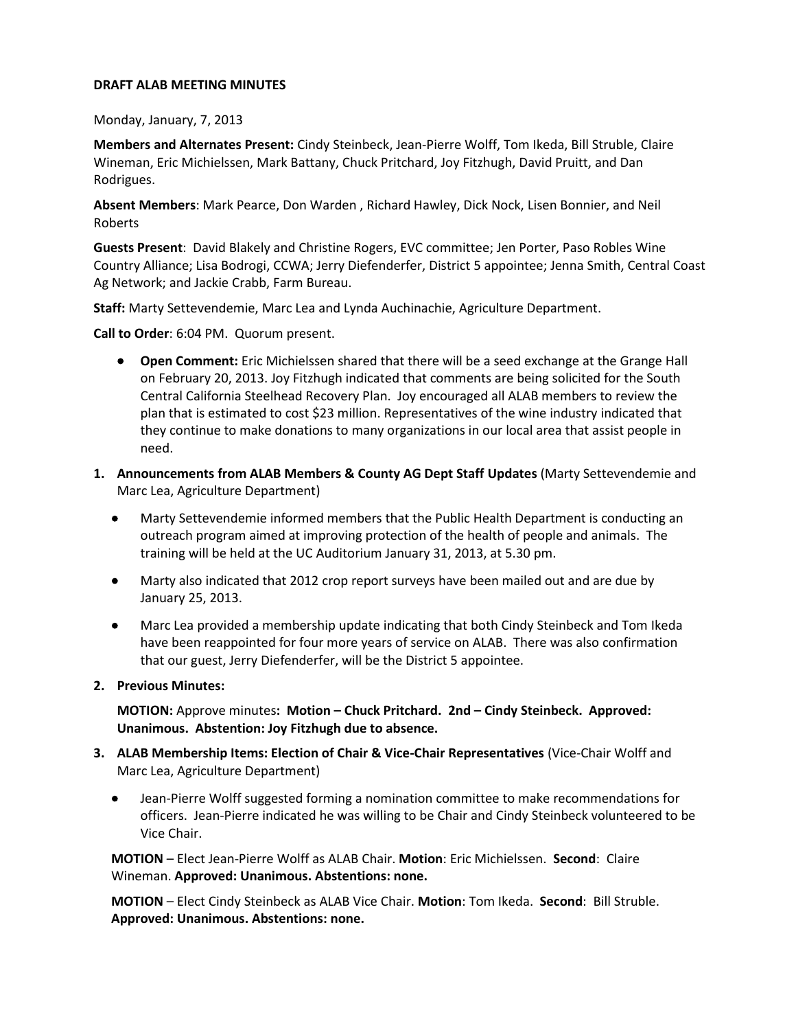**DRAFT ALAB MEETING MINUTES**

Monday, January, 7, 2013

**Members and Alternates Present:** Cindy Steinbeck, Jean-Pierre Wolff, Tom Ikeda, Bill Struble, Claire Wineman, Eric Michielssen, Mark Battany, Chuck Pritchard, Joy Fitzhugh, David Pruitt, and Dan Rodrigues.

**Absent Members**: Mark Pearce, Don Warden , Richard Hawley, Dick Nock, Lisen Bonnier, and Neil Roberts

**Guests Present**: David Blakely and Christine Rogers, EVC committee; Jen Porter, Paso Robles Wine Country Alliance; Lisa Bodrogi, CCWA; Jerry Diefenderfer, District 5 appointee; Jenna Smith, Central Coast Ag Network; and Jackie Crabb, Farm Bureau.

**Staff:** Marty Settevendemie, Marc Lea and Lynda Auchinachie, Agriculture Department.

**Call to Order**: 6:04 PM. Quorum present.

- **Open Comment:** Eric Michielssen shared that there will be a seed exchange at the Grange Hall on February 20, 2013. Joy Fitzhugh indicated that comments are being solicited for the South Central California Steelhead Recovery Plan. Joy encouraged all ALAB members to review the plan that is estimated to cost $23 million. Representatives of the wine industry indicated that they continue to make donations to many organizations in our local area that assist people in need.

1. **Announcements from ALAB Members & County AG Dept Staff Updates** (Marty Settevendemie and Marc Lea, Agriculture Department)
   - Marty Settevendemie informed members that the Public Health Department is conducting an outreach program aimed at improving protection of the health of people and animals. The training will be held at the UC Auditorium January 31, 2013, at 5.30 pm.
   - Marty also indicated that 2012 crop report surveys have been mailed out and are due by January 25, 2013.
   - Marc Lea provided a membership update indicating that both Cindy Steinbeck and Tom Ikeda have been reappointed for four more years of service on ALAB. There was also confirmation that our guest, Jerry Diefenderfer, will be the District 5 appointee.

2. **Previous Minutes:**

   **MOTION:** Approve minutes**: Motion – Chuck Pritchard. 2nd – Cindy Steinbeck. Approved: Unanimous. Abstention: Joy Fitzhugh due to absence.**

3. **ALAB Membership Items: Election of Chair & Vice-Chair Representatives** (Vice-Chair Wolff and Marc Lea, Agriculture Department)
   - Jean-Pierre Wolff suggested forming a nomination committee to make recommendations for officers. Jean-Pierre indicated he was willing to be Chair and Cindy Steinbeck volunteered to be Vice Chair.

   **MOTION** – Elect Jean-Pierre Wolff as ALAB Chair. **Motion**: Eric Michielssen. **Second**: Claire Wineman. **Approved: Unanimous. Abstentions: none.**

   **MOTION** – Elect Cindy Steinbeck as ALAB Vice Chair. **Motion**: Tom Ikeda. **Second**: Bill Struble. **Approved: Unanimous. Abstentions: none.**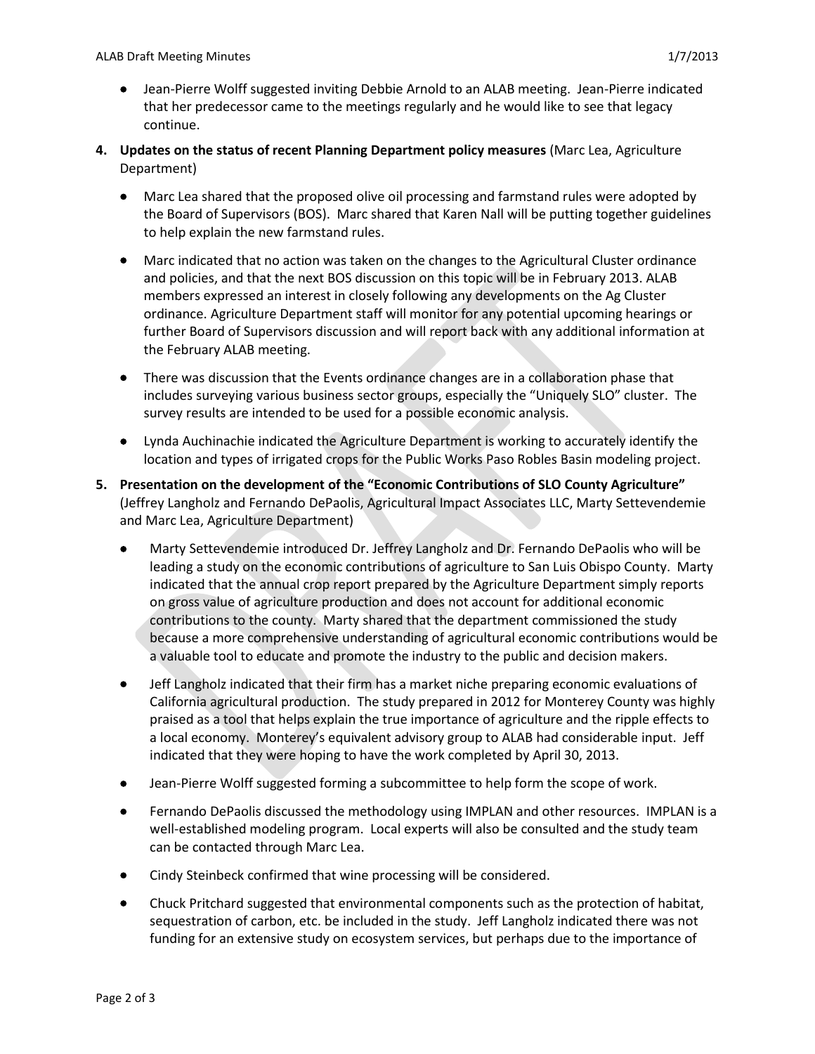- Jean-Pierre Wolff suggested inviting Debbie Arnold to an ALAB meeting. Jean-Pierre indicated that her predecessor came to the meetings regularly and he would like to see that legacy continue.

4. **Updates on the status of recent Planning Department policy measures** (Marc Lea, Agriculture Department)

   - Marc Lea shared that the proposed olive oil processing and farmstand rules were adopted by the Board of Supervisors (BOS). Marc shared that Karen Nall will be putting together guidelines to help explain the new farmstand rules.

   - Marc indicated that no action was taken on the changes to the Agricultural Cluster ordinance and policies, and that the next BOS discussion on this topic will be in February 2013. ALAB members expressed an interest in closely following any developments on the Ag Cluster ordinance. Agriculture Department staff will monitor for any potential upcoming hearings or further Board of Supervisors discussion and will report back with any additional information at the February ALAB meeting.

   - There was discussion that the Events ordinance changes are in a collaboration phase that includes surveying various business sector groups, especially the "Uniquely SLO" cluster. The survey results are intended to be used for a possible economic analysis.

   - Lynda Auchinachie indicated the Agriculture Department is working to accurately identify the location and types of irrigated crops for the Public Works Paso Robles Basin modeling project.

5. **Presentation on the development of the "Economic Contributions of SLO County Agriculture"** (Jeffrey Langholz and Fernando DePaolis, Agricultural Impact Associates LLC, Marty Settevendemie and Marc Lea, Agriculture Department)

   - Marty Settevendemie introduced Dr. Jeffrey Langholz and Dr. Fernando DePaolis who will be leading a study on the economic contributions of agriculture to San Luis Obispo County. Marty indicated that the annual crop report prepared by the Agriculture Department simply reports on gross value of agriculture production and does not account for additional economic contributions to the county. Marty shared that the department commissioned the study because a more comprehensive understanding of agricultural economic contributions would be a valuable tool to educate and promote the industry to the public and decision makers.

   - Jeff Langholz indicated that their firm has a market niche preparing economic evaluations of California agricultural production. The study prepared in 2012 for Monterey County was highly praised as a tool that helps explain the true importance of agriculture and the ripple effects to a local economy. Monterey's equivalent advisory group to ALAB had considerable input. Jeff indicated that they were hoping to have the work completed by April 30, 2013.

   - Jean-Pierre Wolff suggested forming a subcommittee to help form the scope of work.

   - Fernando DePaolis discussed the methodology using IMPLAN and other resources. IMPLAN is a well-established modeling program. Local experts will also be consulted and the study team can be contacted through Marc Lea.

   - Cindy Steinbeck confirmed that wine processing will be considered.

   - Chuck Pritchard suggested that environmental components such as the protection of habitat, sequestration of carbon, etc. be included in the study. Jeff Langholz indicated there was not funding for an extensive study on ecosystem services, but perhaps due to the importance of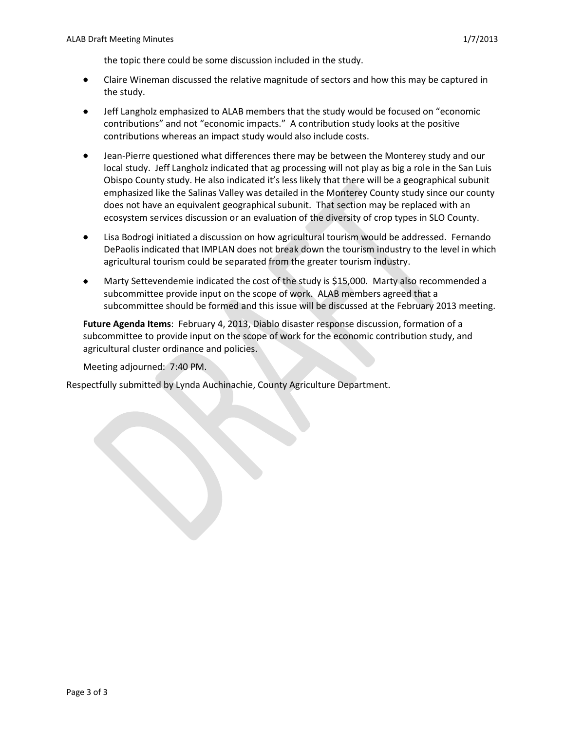the topic there could be some discussion included in the study.

- Claire Wineman discussed the relative magnitude of sectors and how this may be captured in the study.
- Jeff Langholz emphasized to ALAB members that the study would be focused on "economic contributions" and not "economic impacts." A contribution study looks at the positive contributions whereas an impact study would also include costs.
- Jean-Pierre questioned what differences there may be between the Monterey study and our local study. Jeff Langholz indicated that ag processing will not play as big a role in the San Luis Obispo County study. He also indicated it's less likely that there will be a geographical subunit emphasized like the Salinas Valley was detailed in the Monterey County study since our county does not have an equivalent geographical subunit. That section may be replaced with an ecosystem services discussion or an evaluation of the diversity of crop types in SLO County.
- Lisa Bodrogi initiated a discussion on how agricultural tourism would be addressed. Fernando DePaolis indicated that IMPLAN does not break down the tourism industry to the level in which agricultural tourism could be separated from the greater tourism industry.
- Marty Settevendemie indicated the cost of the study is $15,000. Marty also recommended a subcommittee provide input on the scope of work. ALAB members agreed that a subcommittee should be formed and this issue will be discussed at the February 2013 meeting.

**Future Agenda Items**: February 4, 2013, Diablo disaster response discussion, formation of a subcommittee to provide input on the scope of work for the economic contribution study, and agricultural cluster ordinance and policies.

Meeting adjourned: 7:40 PM.

Respectfully submitted by Lynda Auchinachie, County Agriculture Department.